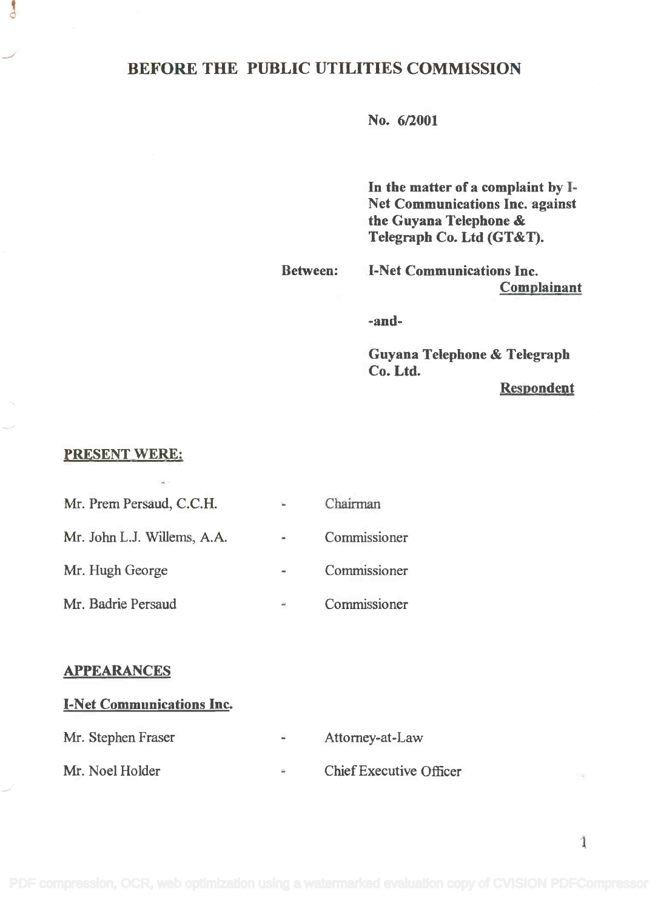# BEFORE THE PUBLIC UTILITIES COMMISSION

**No. 6/2001**

**In the matter of a complaint by I-Net Communications Inc. against the Guyana Telephone & Telegraph Co. Ltd (GT&T).**

**Between:** **I-Net Communications Inc.**
**Complainant**

**-and-**

**Guyana Telephone & Telegraph Co. Ltd.**
**Respondent**

## PRESENT WERE:

| | | |
|---|---|---|
| Mr. Prem Persaud, C.C.H. | - | Chairman |
| Mr. John L.J. Willems, A.A. | - | Commissioner |
| Mr. Hugh George | - | Commissioner |
| Mr. Badrie Persaud | - | Commissioner |

## APPEARANCES

### I-Net Communications Inc.

| | | |
|---|---|---|
| Mr. Stephen Fraser | - | Attorney-at-Law |
| Mr. Noel Holder | - | Chief Executive Officer |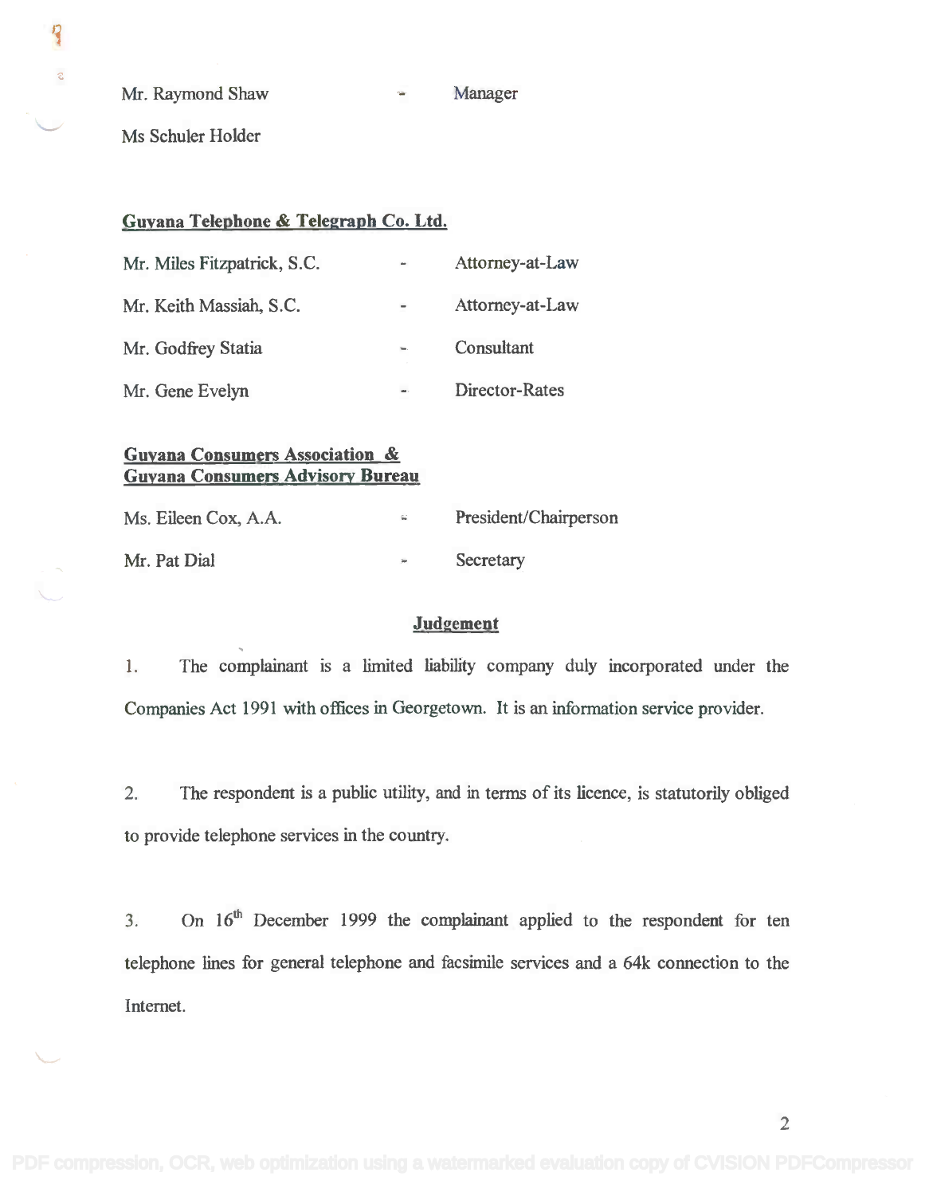| | | |
|---|---|---|
| Mr. Raymond Shaw | - | Manager |
| Ms Schuler Holder | | |

**Guyana Telephone & Telegraph Co. Ltd.**

| | | |
|---|---|---|
| Mr. Miles Fitzpatrick, S.C. | - | Attorney-at-Law |
| Mr. Keith Massiah, S.C. | - | Attorney-at-Law |
| Mr. Godfrey Statia | - | Consultant |
| Mr. Gene Evelyn | - | Director-Rates |

**Guyana Consumers Association &**
**Guyana Consumers Advisory Bureau**

| | | |
|---|---|---|
| Ms. Eileen Cox, A.A. | - | President/Chairperson |
| Mr. Pat Dial | - | Secretary |

## Judgement

1. The complainant is a limited liability company duly incorporated under the Companies Act 1991 with offices in Georgetown. It is an information service provider.

2. The respondent is a public utility, and in terms of its licence, is statutorily obliged to provide telephone services in the country.

3. On 16th December 1999 the complainant applied to the respondent for ten telephone lines for general telephone and facsimile services and a 64k connection to the Internet.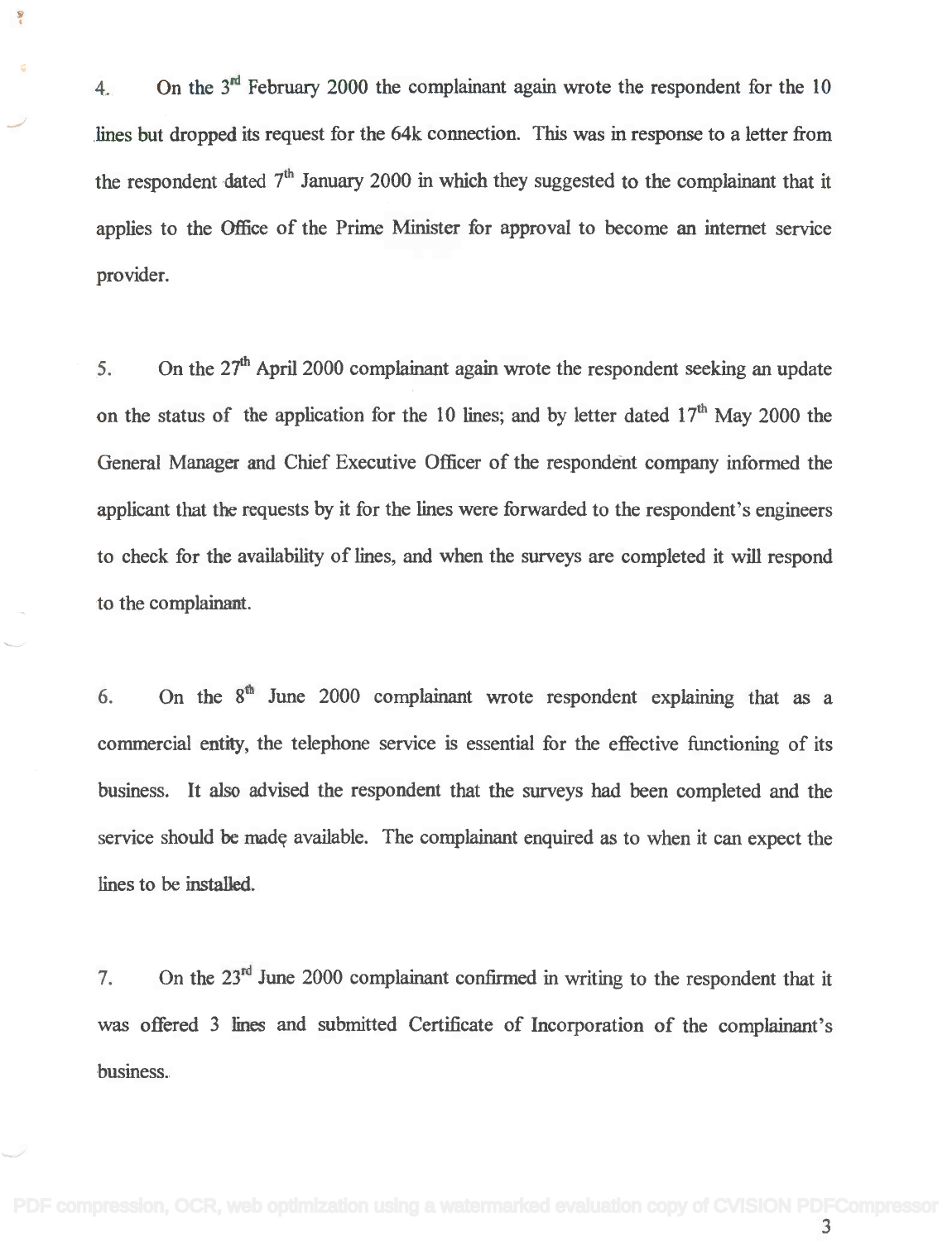4. On the 3rd February 2000 the complainant again wrote the respondent for the 10 lines but dropped its request for the 64k connection. This was in response to a letter from the respondent dated 7th January 2000 in which they suggested to the complainant that it applies to the Office of the Prime Minister for approval to become an internet service provider.

5. On the 27th April 2000 complainant again wrote the respondent seeking an update on the status of the application for the 10 lines; and by letter dated 17th May 2000 the General Manager and Chief Executive Officer of the respondent company informed the applicant that the requests by it for the lines were forwarded to the respondent's engineers to check for the availability of lines, and when the surveys are completed it will respond to the complainant.

6. On the 8th June 2000 complainant wrote respondent explaining that as a commercial entity, the telephone service is essential for the effective functioning of its business. It also advised the respondent that the surveys had been completed and the service should be made available. The complainant enquired as to when it can expect the lines to be installed.

7. On the 23rd June 2000 complainant confirmed in writing to the respondent that it was offered 3 lines and submitted Certificate of Incorporation of the complainant's business.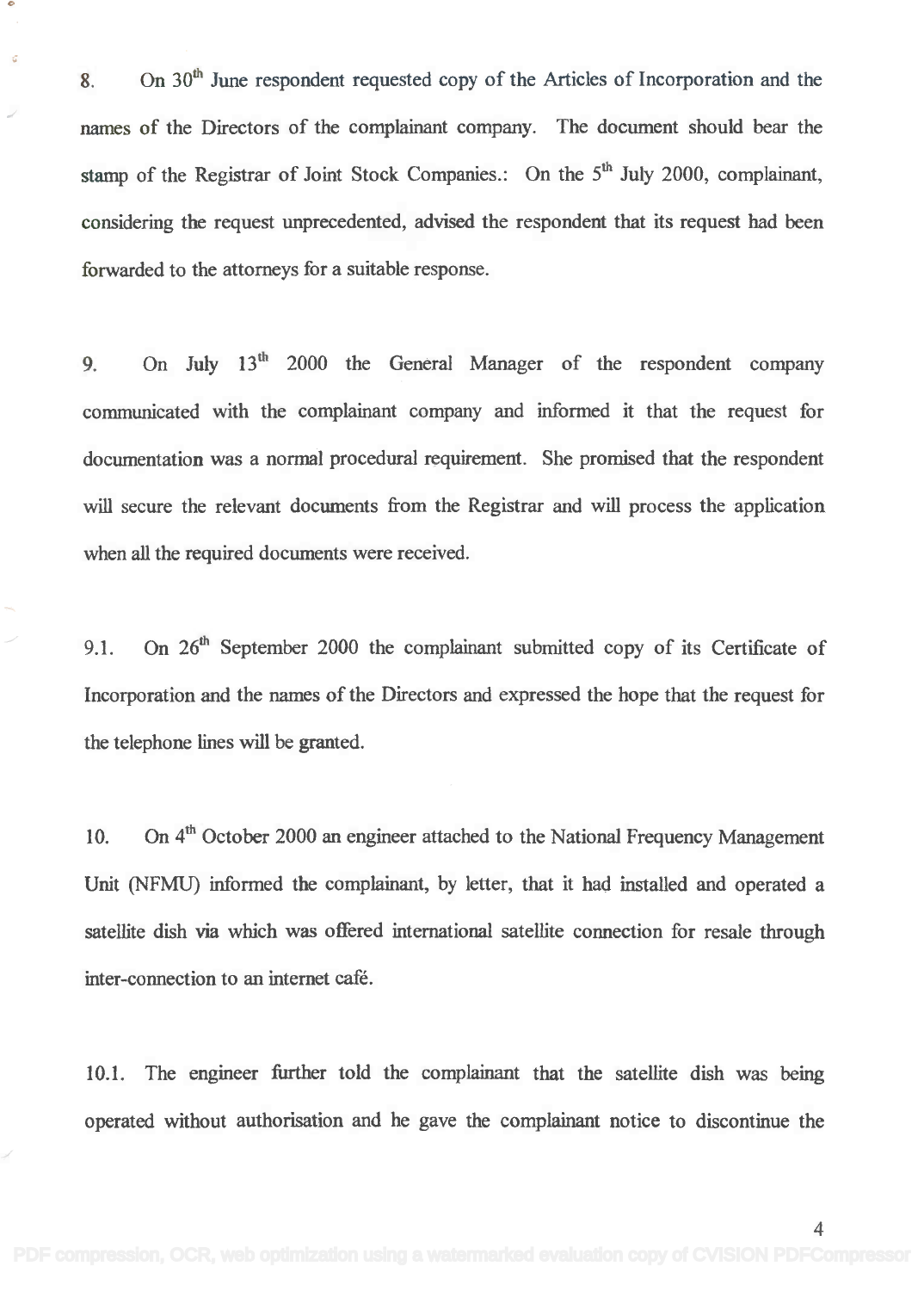8. On 30th June respondent requested copy of the Articles of Incorporation and the names of the Directors of the complainant company. The document should bear the stamp of the Registrar of Joint Stock Companies.: On the 5th July 2000, complainant, considering the request unprecedented, advised the respondent that its request had been forwarded to the attorneys for a suitable response.

9. On July 13th 2000 the General Manager of the respondent company communicated with the complainant company and informed it that the request for documentation was a normal procedural requirement. She promised that the respondent will secure the relevant documents from the Registrar and will process the application when all the required documents were received.

9.1. On 26th September 2000 the complainant submitted copy of its Certificate of Incorporation and the names of the Directors and expressed the hope that the request for the telephone lines will be granted.

10. On 4th October 2000 an engineer attached to the National Frequency Management Unit (NFMU) informed the complainant, by letter, that it had installed and operated a satellite dish via which was offered international satellite connection for resale through inter-connection to an internet café.

10.1. The engineer further told the complainant that the satellite dish was being operated without authorisation and he gave the complainant notice to discontinue the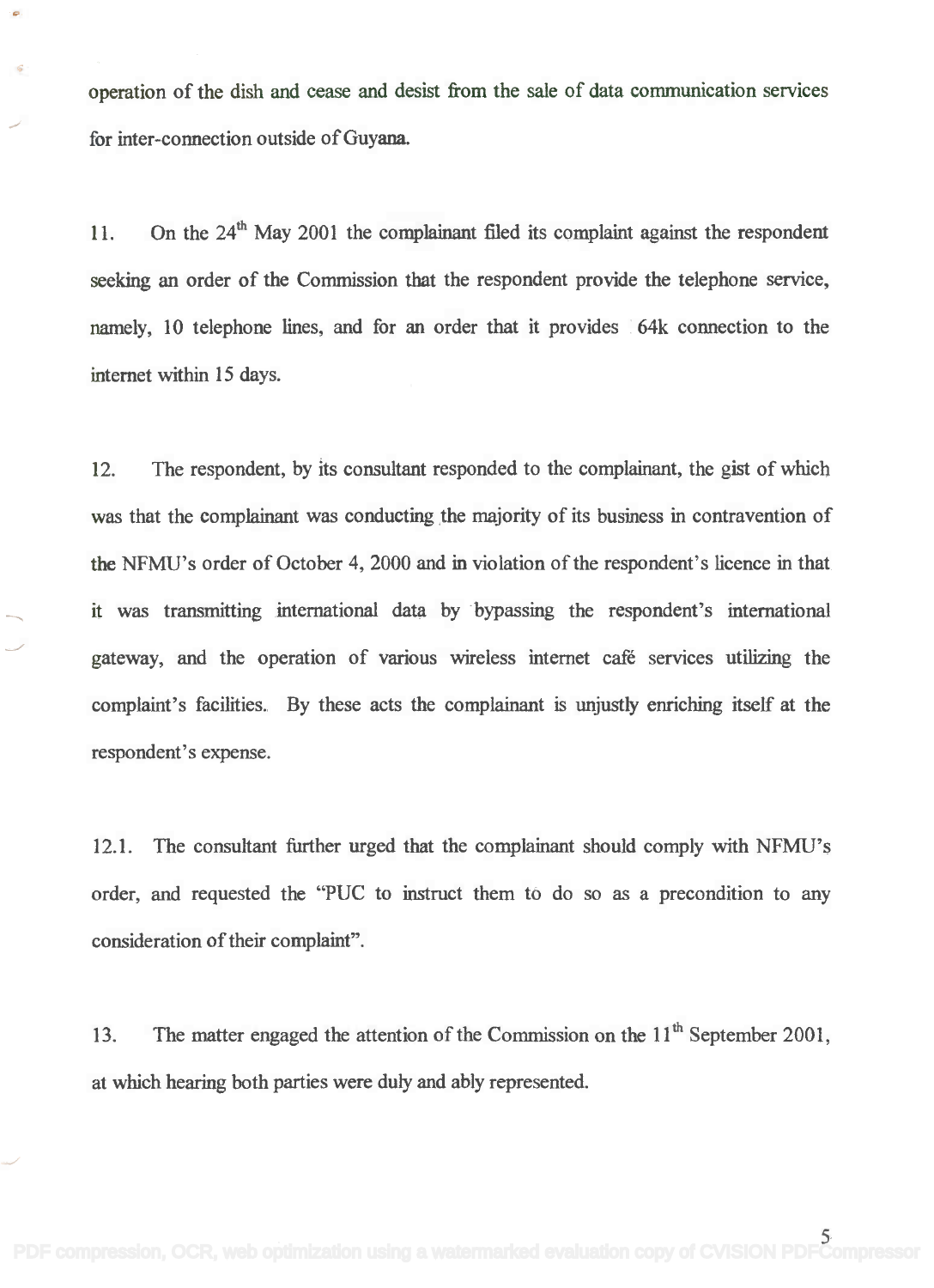operation of the dish and cease and desist from the sale of data communication services for inter-connection outside of Guyana.

11. On the 24th May 2001 the complainant filed its complaint against the respondent seeking an order of the Commission that the respondent provide the telephone service, namely, 10 telephone lines, and for an order that it provides 64k connection to the internet within 15 days.

12. The respondent, by its consultant responded to the complainant, the gist of which was that the complainant was conducting the majority of its business in contravention of the NFMU's order of October 4, 2000 and in violation of the respondent's licence in that it was transmitting international data by bypassing the respondent's international gateway, and the operation of various wireless internet café services utilizing the complaint's facilities. By these acts the complainant is unjustly enriching itself at the respondent's expense.

12.1. The consultant further urged that the complainant should comply with NFMU's order, and requested the "PUC to instruct them to do so as a precondition to any consideration of their complaint".

13. The matter engaged the attention of the Commission on the 11th September 2001, at which hearing both parties were duly and ably represented.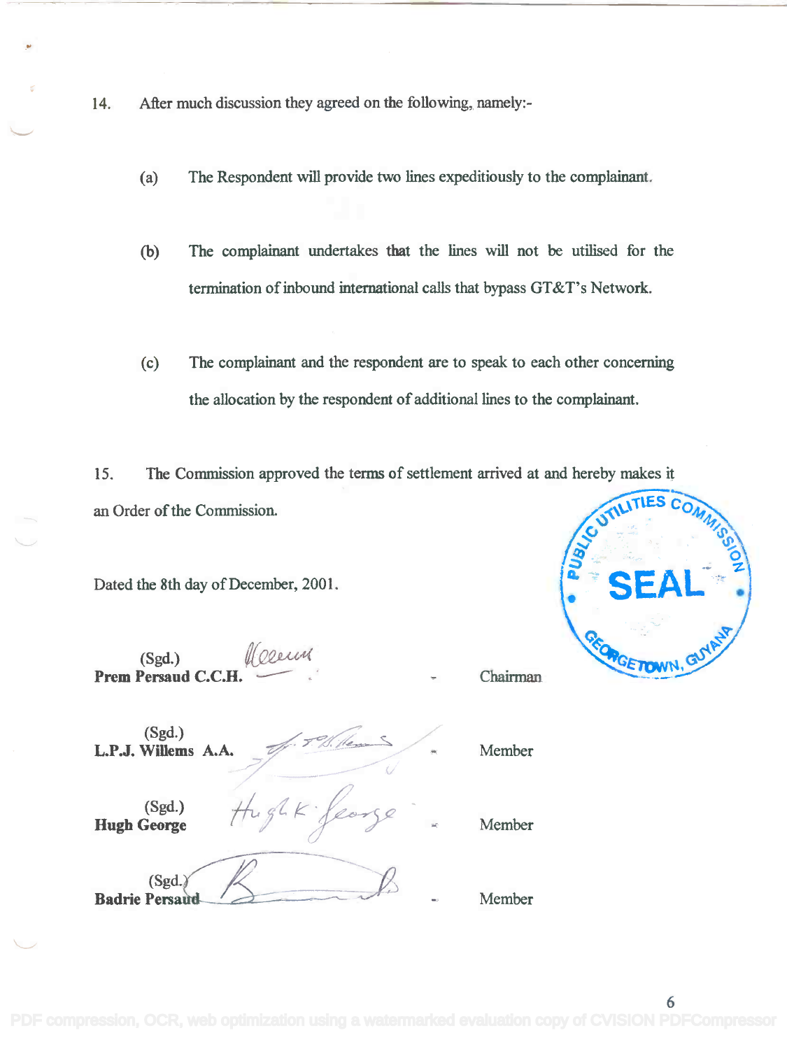14. After much discussion they agreed on the following, namely:-

   (a) The Respondent will provide two lines expeditiously to the complainant.

   (b) The complainant undertakes that the lines will not be utilised for the termination of inbound international calls that bypass GT&T's Network.

   (c) The complainant and the respondent are to speak to each other concerning the allocation by the respondent of additional lines to the complainant.

15. The Commission approved the terms of settlement arrived at and hereby makes it an Order of the Commission.

Dated the 8th day of December, 2001.

PUBLIC UTILITIES COMMISSION SEAL GEORGETOWN, GUYANA

(Sgd.)
**Prem Persaud C.C.H.** - Chairman

(Sgd.)
**L.P.J. Willems A.A.** - Member

(Sgd.)
**Hugh George** - Member

(Sgd.)
**Badrie Persaud** - Member